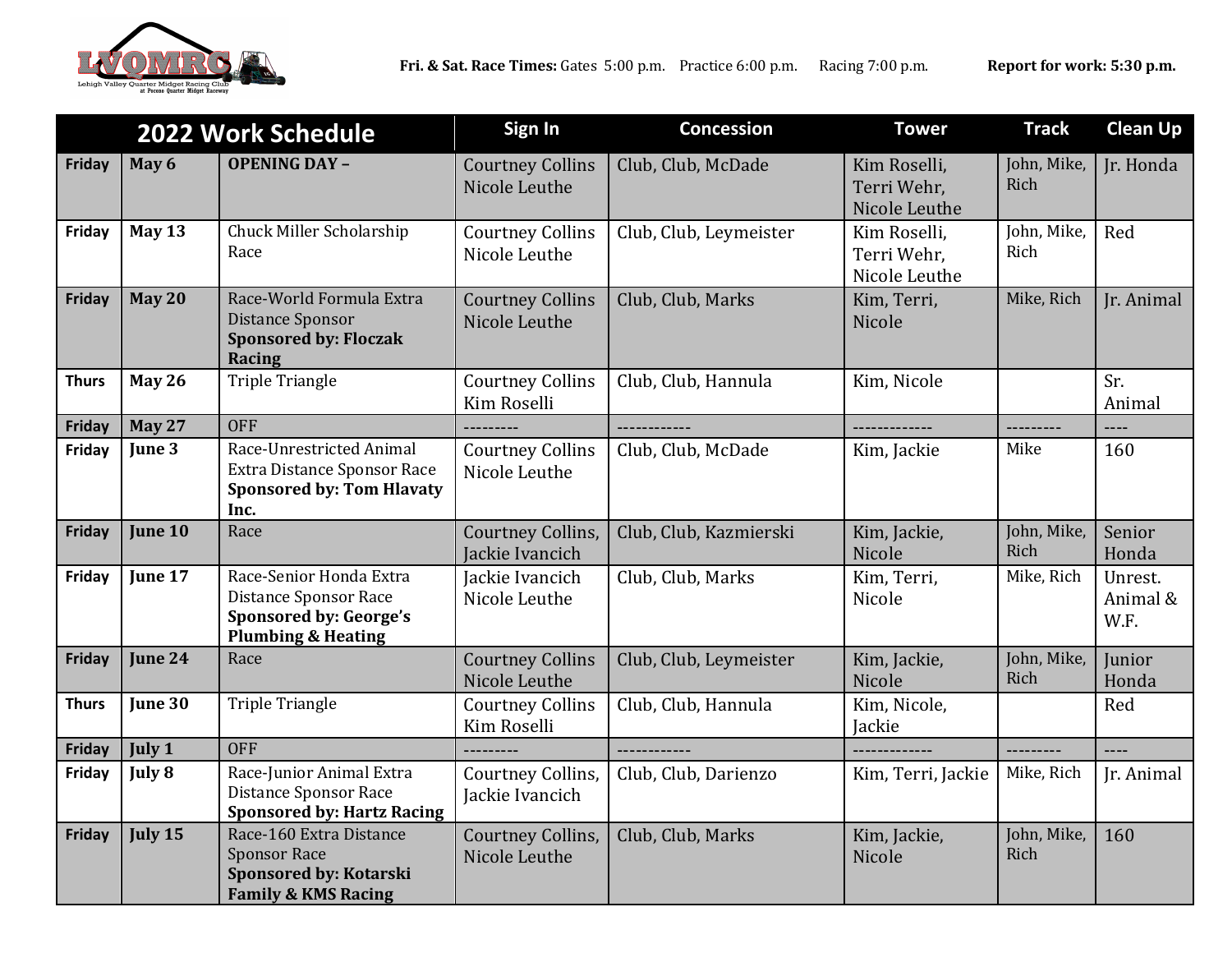LVQMRC Lehigh Valley Quarter Midget Racing Club at Pocono Quarter Midget Raceway

**Fri. & Sat. Race Times:** Gates 5:00 p.m. Practice 6:00 p.m. Racing 7:00 p.m. **Report for work: 5:30 p.m.**

| 2022 Work Schedule | | | Sign In | Concession | Tower | Track | Clean Up |
|---|---|---|---|---|---|---|---|
| **Friday** | **May 6** | **OPENING DAY –** | Courtney Collins Nicole Leuthe | Club, Club, McDade | Kim Roselli, Terri Wehr, Nicole Leuthe | John, Mike, Rich | Jr. Honda |
| **Friday** | **May 13** | Chuck Miller Scholarship Race | Courtney Collins Nicole Leuthe | Club, Club, Leymeister | Kim Roselli, Terri Wehr, Nicole Leuthe | John, Mike, Rich | Red |
| **Friday** | **May 20** | Race-World Formula Extra Distance Sponsor **Sponsored by: Floczak Racing** | Courtney Collins Nicole Leuthe | Club, Club, Marks | Kim, Terri, Nicole | Mike, Rich | Jr. Animal |
| **Thurs** | **May 26** | Triple Triangle | Courtney Collins Kim Roselli | Club, Club, Hannula | Kim, Nicole | | Sr. Animal |
| **Friday** | **May 27** | OFF | --------- | ------------ | ------------- | --------- | ---- |
| **Friday** | **June 3** | Race-Unrestricted Animal Extra Distance Sponsor Race **Sponsored by: Tom Hlavaty Inc.** | Courtney Collins Nicole Leuthe | Club, Club, McDade | Kim, Jackie | Mike | 160 |
| **Friday** | **June 10** | Race | Courtney Collins, Jackie Ivancich | Club, Club, Kazmierski | Kim, Jackie, Nicole | John, Mike, Rich | Senior Honda |
| **Friday** | **June 17** | Race-Senior Honda Extra Distance Sponsor Race **Sponsored by: George's Plumbing & Heating** | Jackie Ivancich Nicole Leuthe | Club, Club, Marks | Kim, Terri, Nicole | Mike, Rich | Unrest. Animal & W.F. |
| **Friday** | **June 24** | Race | Courtney Collins Nicole Leuthe | Club, Club, Leymeister | Kim, Jackie, Nicole | John, Mike, Rich | Junior Honda |
| **Thurs** | **June 30** | Triple Triangle | Courtney Collins Kim Roselli | Club, Club, Hannula | Kim, Nicole, Jackie | | Red |
| **Friday** | **July 1** | OFF | --------- | ------------ | ------------- | --------- | ---- |
| **Friday** | **July 8** | Race-Junior Animal Extra Distance Sponsor Race **Sponsored by: Hartz Racing** | Courtney Collins, Jackie Ivancich | Club, Club, Darienzo | Kim, Terri, Jackie | Mike, Rich | Jr. Animal |
| **Friday** | **July 15** | Race-160 Extra Distance Sponsor Race **Sponsored by: Kotarski Family & KMS Racing** | Courtney Collins, Nicole Leuthe | Club, Club, Marks | Kim, Jackie, Nicole | John, Mike, Rich | 160 |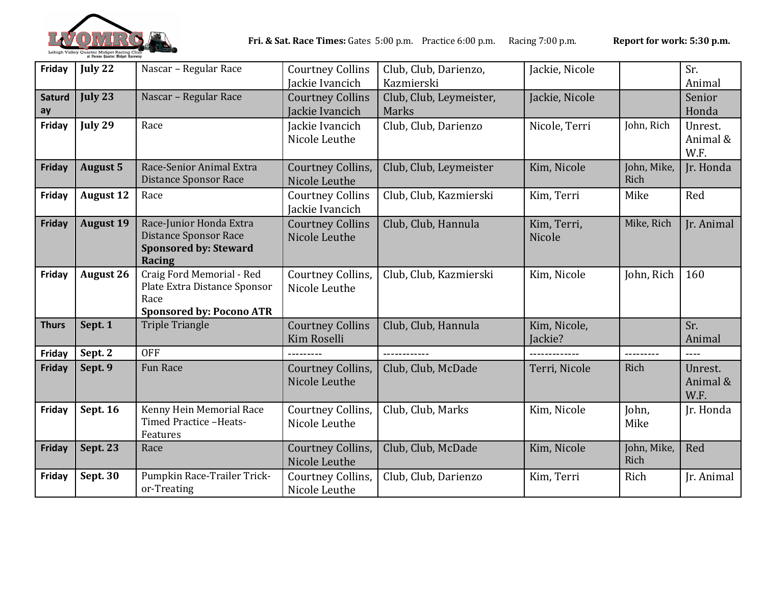LVQMRC Lehigh Valley Quarter Midget Racing Club at Pocono Quarter Midget Raceway

**Fri. & Sat. Race Times:** Gates 5:00 p.m. Practice 6:00 p.m. Racing 7:00 p.m. **Report for work: 5:30 p.m.**

| | | | | | | | |
|---|---|---|---|---|---|---|---|
| **Friday** | **July 22** | Nascar – Regular Race | Courtney Collins Jackie Ivancich | Club, Club, Darienzo, Kazmierski | Jackie, Nicole | | Sr. Animal |
| **Saturday** | **July 23** | Nascar – Regular Race | Courtney Collins Jackie Ivancich | Club, Club, Leymeister, Marks | Jackie, Nicole | | Senior Honda |
| **Friday** | **July 29** | Race | Jackie Ivancich Nicole Leuthe | Club, Club, Darienzo | Nicole, Terri | John, Rich | Unrest. Animal & W.F. |
| **Friday** | **August 5** | Race-Senior Animal Extra Distance Sponsor Race | Courtney Collins, Nicole Leuthe | Club, Club, Leymeister | Kim, Nicole | John, Mike, Rich | Jr. Honda |
| **Friday** | **August 12** | Race | Courtney Collins Jackie Ivancich | Club, Club, Kazmierski | Kim, Terri | Mike | Red |
| **Friday** | **August 19** | Race-Junior Honda Extra Distance Sponsor Race **Sponsored by: Steward Racing** | Courtney Collins Nicole Leuthe | Club, Club, Hannula | Kim, Terri, Nicole | Mike, Rich | Jr. Animal |
| **Friday** | **August 26** | Craig Ford Memorial - Red Plate Extra Distance Sponsor Race **Sponsored by: Pocono ATR** | Courtney Collins, Nicole Leuthe | Club, Club, Kazmierski | Kim, Nicole | John, Rich | 160 |
| **Thurs** | **Sept. 1** | Triple Triangle | Courtney Collins Kim Roselli | Club, Club, Hannula | Kim, Nicole, Jackie? | | Sr. Animal |
| **Friday** | **Sept. 2** | OFF | --------- | ------------ | ------------- | --------- | ---- |
| **Friday** | **Sept. 9** | Fun Race | Courtney Collins, Nicole Leuthe | Club, Club, McDade | Terri, Nicole | Rich | Unrest. Animal & W.F. |
| **Friday** | **Sept. 16** | Kenny Hein Memorial Race Timed Practice –Heats-Features | Courtney Collins, Nicole Leuthe | Club, Club, Marks | Kim, Nicole | John, Mike | Jr. Honda |
| **Friday** | **Sept. 23** | Race | Courtney Collins, Nicole Leuthe | Club, Club, McDade | Kim, Nicole | John, Mike, Rich | Red |
| **Friday** | **Sept. 30** | Pumpkin Race-Trailer Trick-or-Treating | Courtney Collins, Nicole Leuthe | Club, Club, Darienzo | Kim, Terri | Rich | Jr. Animal |